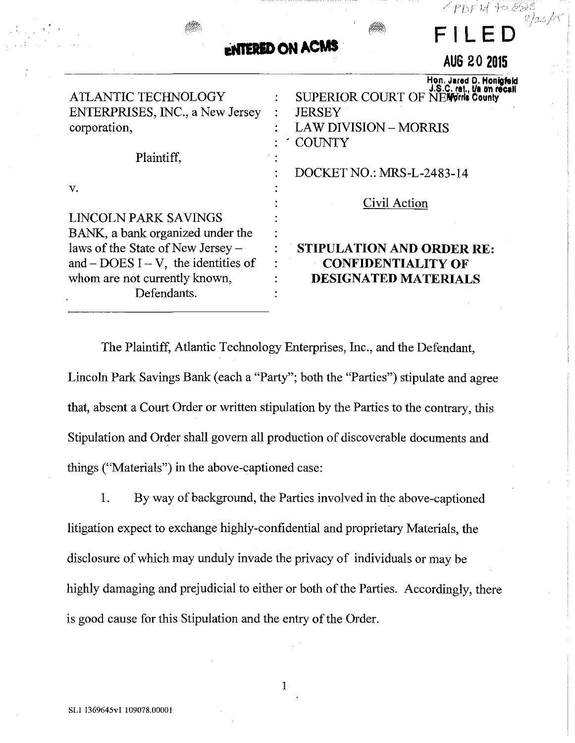ENTERED ON ACMS

**FILED**

**AUG 20 2015**

Hon. Jared D. Honigfeld J.S.C. ret., t/a on recall Morris County

| | | |
|---|---|---|
| ATLANTIC TECHNOLOGY ENTERPRISES, INC., a New Jersey corporation, | : | SUPERIOR COURT OF NEW JERSEY LAW DIVISION – MORRIS COUNTY |
| Plaintiff, | : | |
| | : | DOCKET NO.: MRS-L-2483-14 |
| v. | : | |
| | : | Civil Action |
| LINCOLN PARK SAVINGS BANK, a bank organized under the laws of the State of New Jersey – and – DOES I – V, the identities of whom are not currently known, Defendants. | : | **STIPULATION AND ORDER RE: CONFIDENTIALITY OF DESIGNATED MATERIALS** |

The Plaintiff, Atlantic Technology Enterprises, Inc., and the Defendant, Lincoln Park Savings Bank (each a "Party"; both the "Parties") stipulate and agree that, absent a Court Order or written stipulation by the Parties to the contrary, this Stipulation and Order shall govern all production of discoverable documents and things ("Materials") in the above-captioned case:

1. By way of background, the Parties involved in the above-captioned litigation expect to exchange highly-confidential and proprietary Materials, the disclosure of which may unduly invade the privacy of individuals or may be highly damaging and prejudicial to either or both of the Parties. Accordingly, there is good cause for this Stipulation and the entry of the Order.

SL1 1369645v1 109078.00001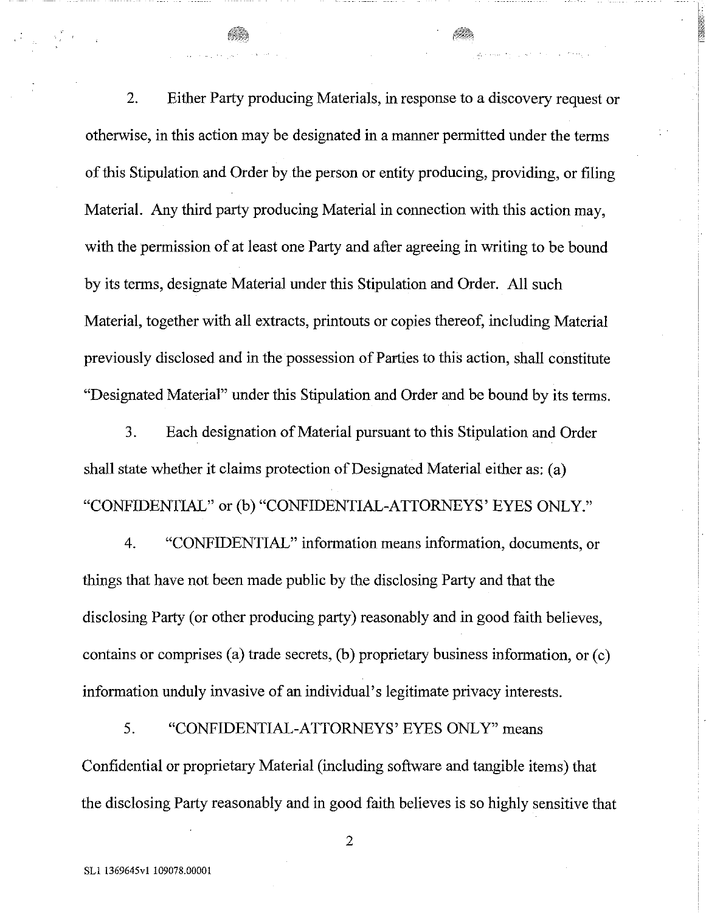2. Either Party producing Materials, in response to a discovery request or otherwise, in this action may be designated in a manner permitted under the terms of this Stipulation and Order by the person or entity producing, providing, or filing Material. Any third party producing Material in connection with this action may, with the permission of at least one Party and after agreeing in writing to be bound by its terms, designate Material under this Stipulation and Order. All such Material, together with all extracts, printouts or copies thereof, including Material previously disclosed and in the possession of Parties to this action, shall constitute "Designated Material" under this Stipulation and Order and be bound by its terms.

3. Each designation of Material pursuant to this Stipulation and Order shall state whether it claims protection of Designated Material either as: (a) "CONFIDENTIAL" or (b) "CONFIDENTIAL-ATTORNEYS' EYES ONLY."

4. "CONFIDENTIAL" information means information, documents, or things that have not been made public by the disclosing Party and that the disclosing Party (or other producing party) reasonably and in good faith believes, contains or comprises (a) trade secrets, (b) proprietary business information, or (c) information unduly invasive of an individual's legitimate privacy interests.

5. "CONFIDENTIAL-ATTORNEYS' EYES ONLY" means Confidential or proprietary Material (including software and tangible items) that the disclosing Party reasonably and in good faith believes is so highly sensitive that

SL1 1369645v1 109078.00001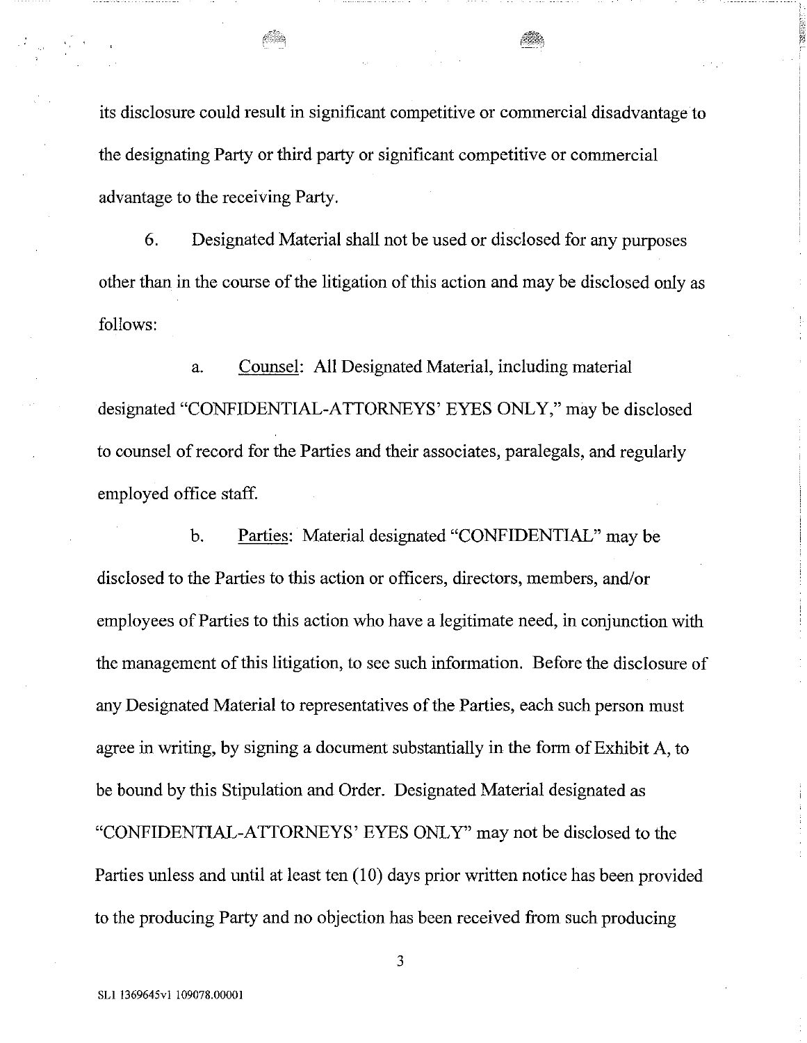its disclosure could result in significant competitive or commercial disadvantage to the designating Party or third party or significant competitive or commercial advantage to the receiving Party.

6. Designated Material shall not be used or disclosed for any purposes other than in the course of the litigation of this action and may be disclosed only as follows:

a. Counsel: All Designated Material, including material designated "CONFIDENTIAL-ATTORNEYS' EYES ONLY," may be disclosed to counsel of record for the Parties and their associates, paralegals, and regularly employed office staff.

b. Parties: Material designated "CONFIDENTIAL" may be disclosed to the Parties to this action or officers, directors, members, and/or employees of Parties to this action who have a legitimate need, in conjunction with the management of this litigation, to see such information. Before the disclosure of any Designated Material to representatives of the Parties, each such person must agree in writing, by signing a document substantially in the form of Exhibit A, to be bound by this Stipulation and Order. Designated Material designated as "CONFIDENTIAL-ATTORNEYS' EYES ONLY" may not be disclosed to the Parties unless and until at least ten (10) days prior written notice has been provided to the producing Party and no objection has been received from such producing

SL1 1369645v1 109078.00001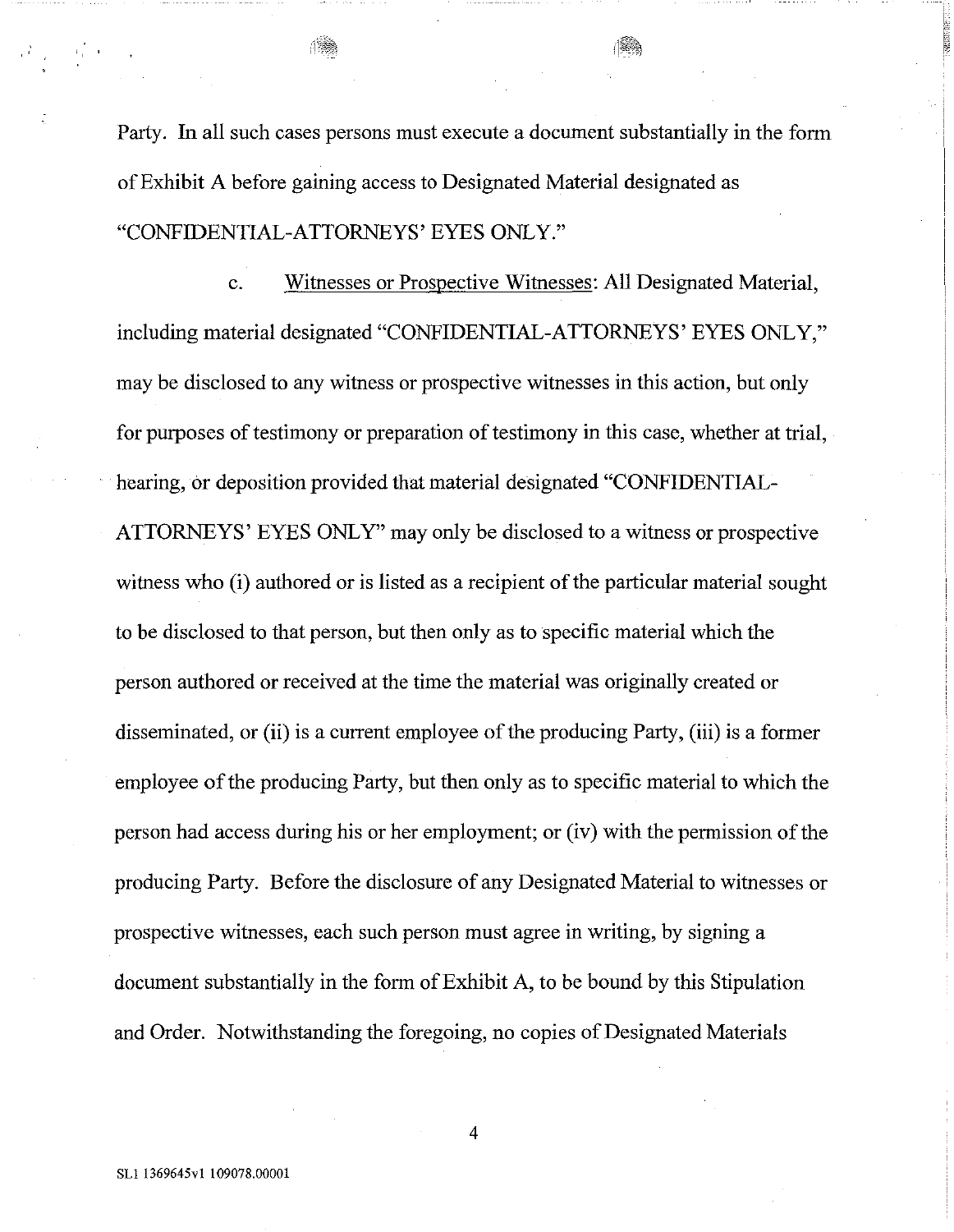Party. In all such cases persons must execute a document substantially in the form of Exhibit A before gaining access to Designated Material designated as "CONFIDENTIAL-ATTORNEYS' EYES ONLY."

c. Witnesses or Prospective Witnesses: All Designated Material, including material designated "CONFIDENTIAL-ATTORNEYS' EYES ONLY," may be disclosed to any witness or prospective witnesses in this action, but only for purposes of testimony or preparation of testimony in this case, whether at trial, hearing, or deposition provided that material designated "CONFIDENTIAL-ATTORNEYS' EYES ONLY" may only be disclosed to a witness or prospective witness who (i) authored or is listed as a recipient of the particular material sought to be disclosed to that person, but then only as to specific material which the person authored or received at the time the material was originally created or disseminated, or (ii) is a current employee of the producing Party, (iii) is a former employee of the producing Party, but then only as to specific material to which the person had access during his or her employment; or (iv) with the permission of the producing Party. Before the disclosure of any Designated Material to witnesses or prospective witnesses, each such person must agree in writing, by signing a document substantially in the form of Exhibit A, to be bound by this Stipulation and Order. Notwithstanding the foregoing, no copies of Designated Materials

SL1 1369645v1 109078.00001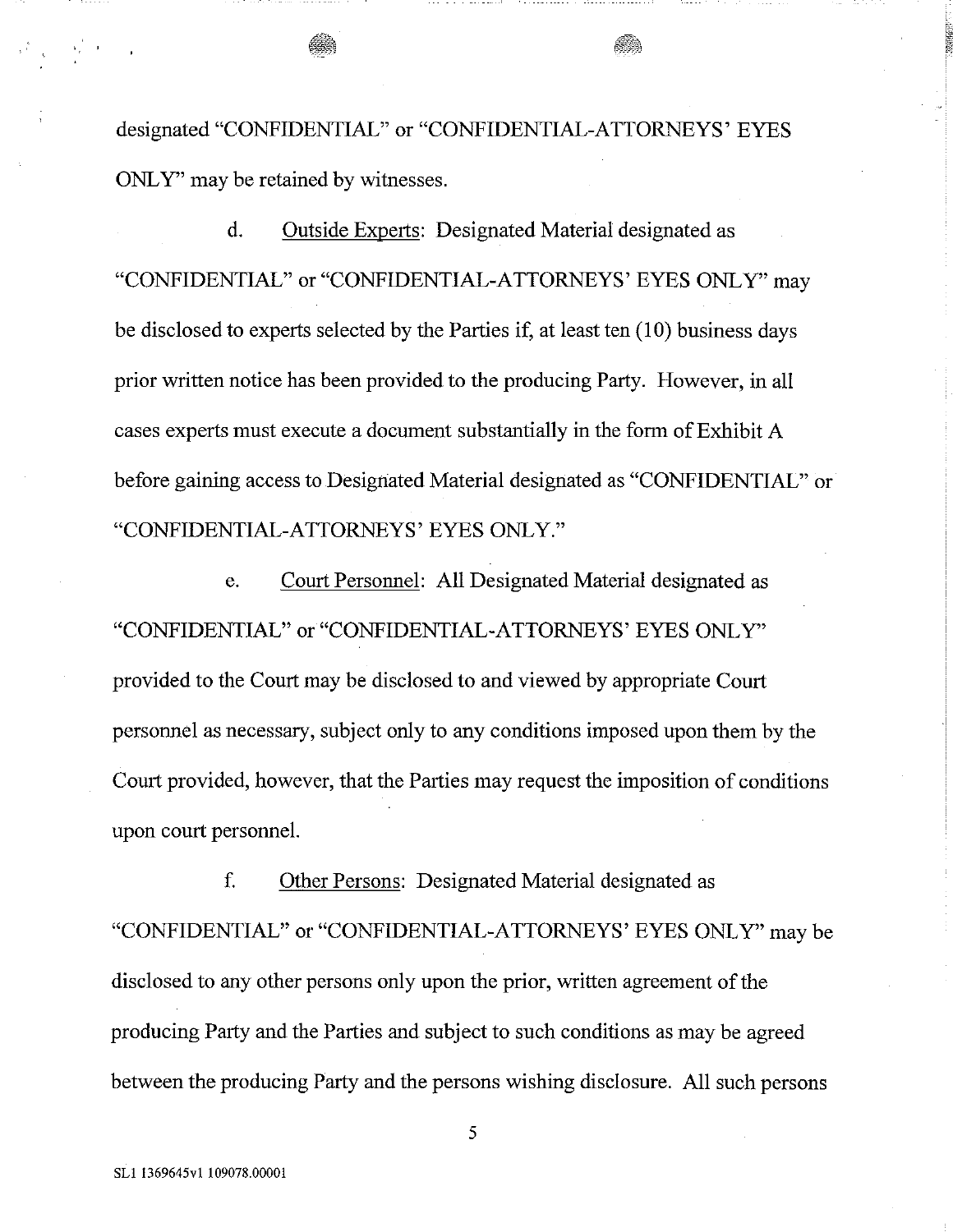designated "CONFIDENTIAL" or "CONFIDENTIAL-ATTORNEYS' EYES ONLY" may be retained by witnesses.

d. Outside Experts: Designated Material designated as "CONFIDENTIAL" or "CONFIDENTIAL-ATTORNEYS' EYES ONLY" may be disclosed to experts selected by the Parties if, at least ten (10) business days prior written notice has been provided to the producing Party. However, in all cases experts must execute a document substantially in the form of Exhibit A before gaining access to Designated Material designated as "CONFIDENTIAL" or "CONFIDENTIAL-ATTORNEYS' EYES ONLY."

e. Court Personnel: All Designated Material designated as "CONFIDENTIAL" or "CONFIDENTIAL-ATTORNEYS' EYES ONLY" provided to the Court may be disclosed to and viewed by appropriate Court personnel as necessary, subject only to any conditions imposed upon them by the Court provided, however, that the Parties may request the imposition of conditions upon court personnel.

f. Other Persons: Designated Material designated as "CONFIDENTIAL" or "CONFIDENTIAL-ATTORNEYS' EYES ONLY" may be disclosed to any other persons only upon the prior, written agreement of the producing Party and the Parties and subject to such conditions as may be agreed between the producing Party and the persons wishing disclosure. All such persons

SL1 1369645v1 109078.00001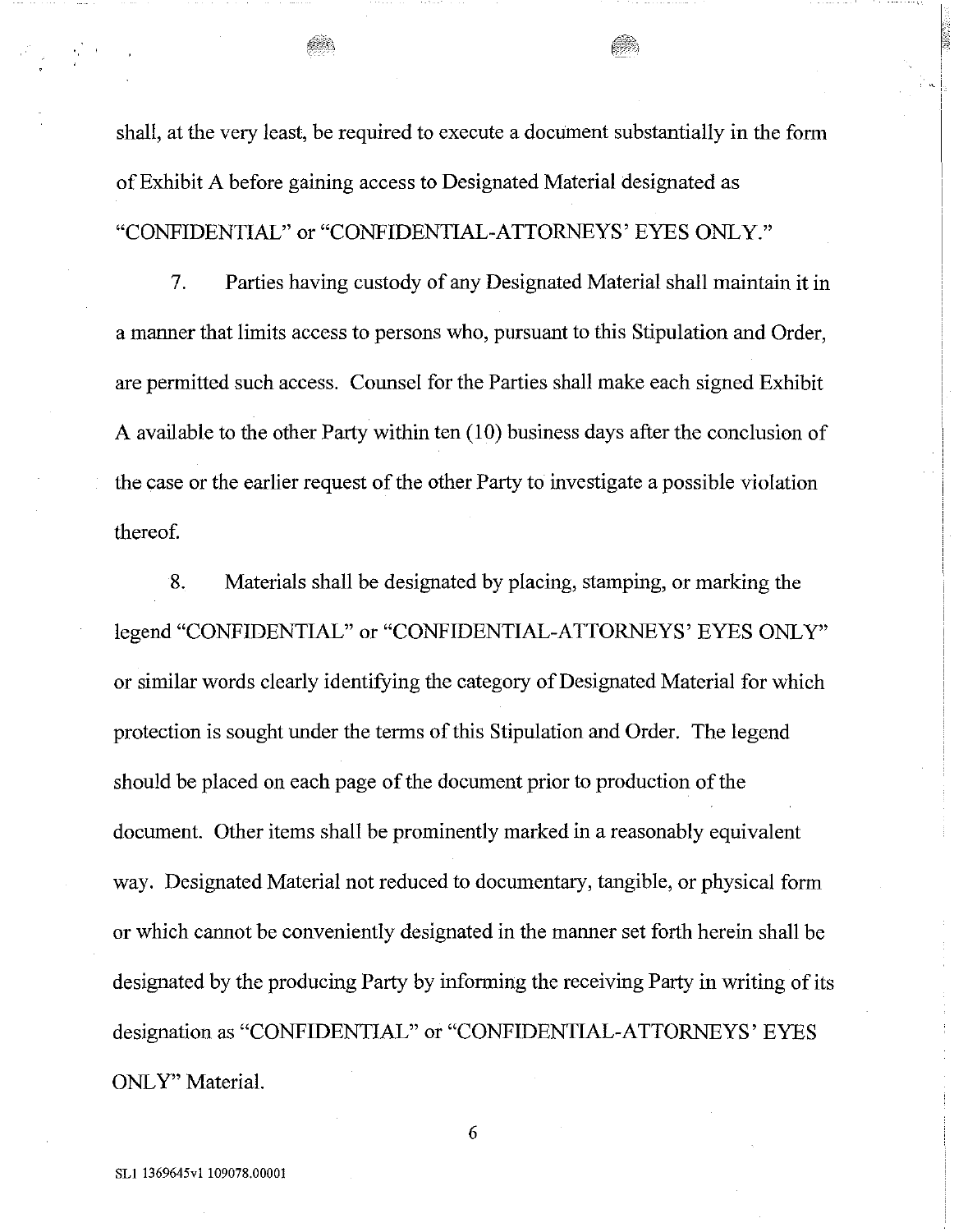shall, at the very least, be required to execute a document substantially in the form of Exhibit A before gaining access to Designated Material designated as "CONFIDENTIAL" or "CONFIDENTIAL-ATTORNEYS' EYES ONLY."

7. Parties having custody of any Designated Material shall maintain it in a manner that limits access to persons who, pursuant to this Stipulation and Order, are permitted such access. Counsel for the Parties shall make each signed Exhibit A available to the other Party within ten (10) business days after the conclusion of the case or the earlier request of the other Party to investigate a possible violation thereof.

8. Materials shall be designated by placing, stamping, or marking the legend "CONFIDENTIAL" or "CONFIDENTIAL-ATTORNEYS' EYES ONLY" or similar words clearly identifying the category of Designated Material for which protection is sought under the terms of this Stipulation and Order. The legend should be placed on each page of the document prior to production of the document. Other items shall be prominently marked in a reasonably equivalent way. Designated Material not reduced to documentary, tangible, or physical form or which cannot be conveniently designated in the manner set forth herein shall be designated by the producing Party by informing the receiving Party in writing of its designation as "CONFIDENTIAL" or "CONFIDENTIAL-ATTORNEYS' EYES ONLY" Material.

SL1 1369645v1 109078.00001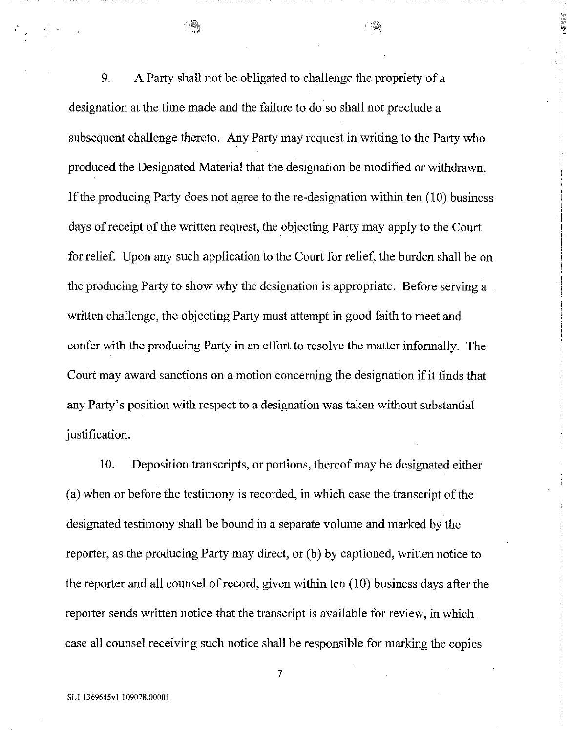9. A Party shall not be obligated to challenge the propriety of a designation at the time made and the failure to do so shall not preclude a subsequent challenge thereto. Any Party may request in writing to the Party who produced the Designated Material that the designation be modified or withdrawn. If the producing Party does not agree to the re-designation within ten (10) business days of receipt of the written request, the objecting Party may apply to the Court for relief. Upon any such application to the Court for relief, the burden shall be on the producing Party to show why the designation is appropriate. Before serving a written challenge, the objecting Party must attempt in good faith to meet and confer with the producing Party in an effort to resolve the matter informally. The Court may award sanctions on a motion concerning the designation if it finds that any Party's position with respect to a designation was taken without substantial justification.

10. Deposition transcripts, or portions, thereof may be designated either (a) when or before the testimony is recorded, in which case the transcript of the designated testimony shall be bound in a separate volume and marked by the reporter, as the producing Party may direct, or (b) by captioned, written notice to the reporter and all counsel of record, given within ten (10) business days after the reporter sends written notice that the transcript is available for review, in which case all counsel receiving such notice shall be responsible for marking the copies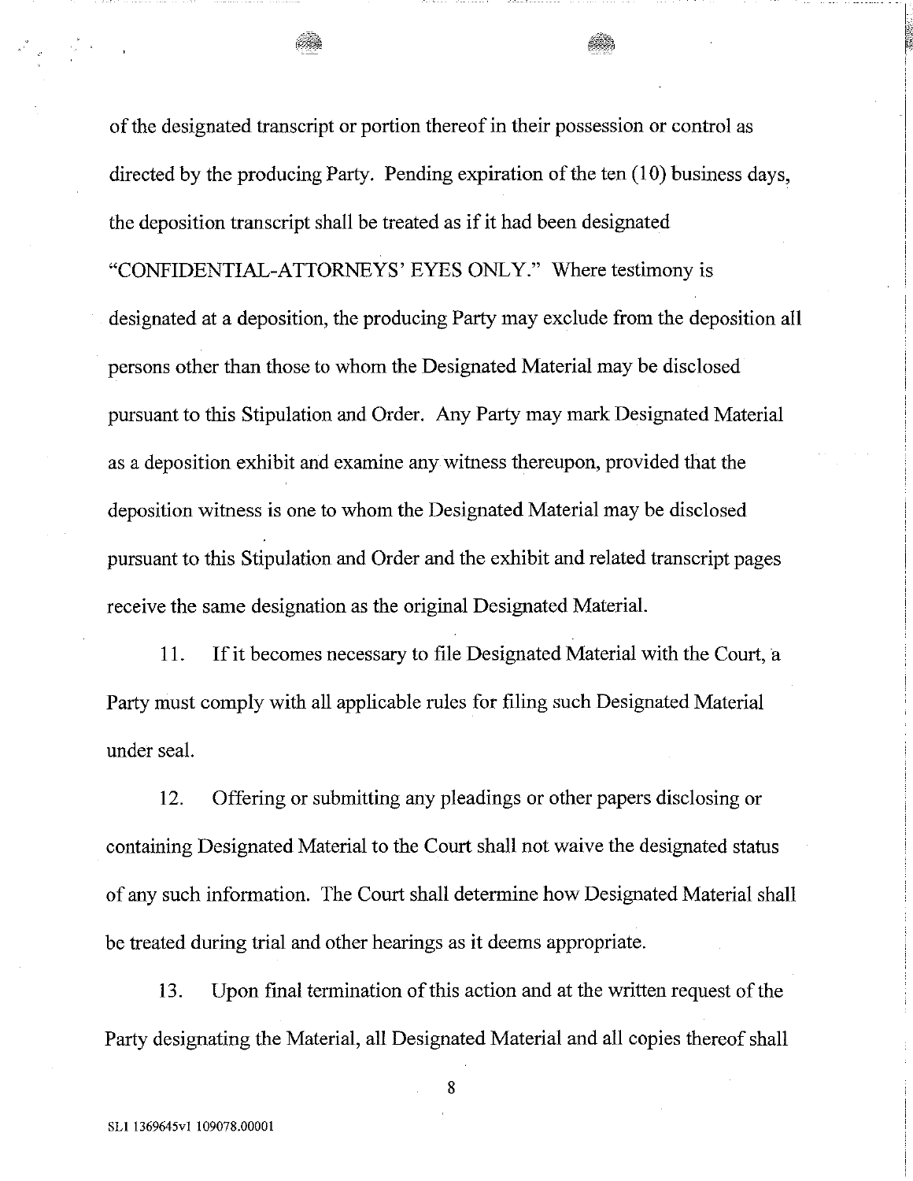of the designated transcript or portion thereof in their possession or control as directed by the producing Party. Pending expiration of the ten (10) business days, the deposition transcript shall be treated as if it had been designated "CONFIDENTIAL-ATTORNEYS' EYES ONLY." Where testimony is designated at a deposition, the producing Party may exclude from the deposition all persons other than those to whom the Designated Material may be disclosed pursuant to this Stipulation and Order. Any Party may mark Designated Material as a deposition exhibit and examine any witness thereupon, provided that the deposition witness is one to whom the Designated Material may be disclosed pursuant to this Stipulation and Order and the exhibit and related transcript pages receive the same designation as the original Designated Material.

11. If it becomes necessary to file Designated Material with the Court, a Party must comply with all applicable rules for filing such Designated Material under seal.

12. Offering or submitting any pleadings or other papers disclosing or containing Designated Material to the Court shall not waive the designated status of any such information. The Court shall determine how Designated Material shall be treated during trial and other hearings as it deems appropriate.

13. Upon final termination of this action and at the written request of the Party designating the Material, all Designated Material and all copies thereof shall

SL1 1369645v1 109078.00001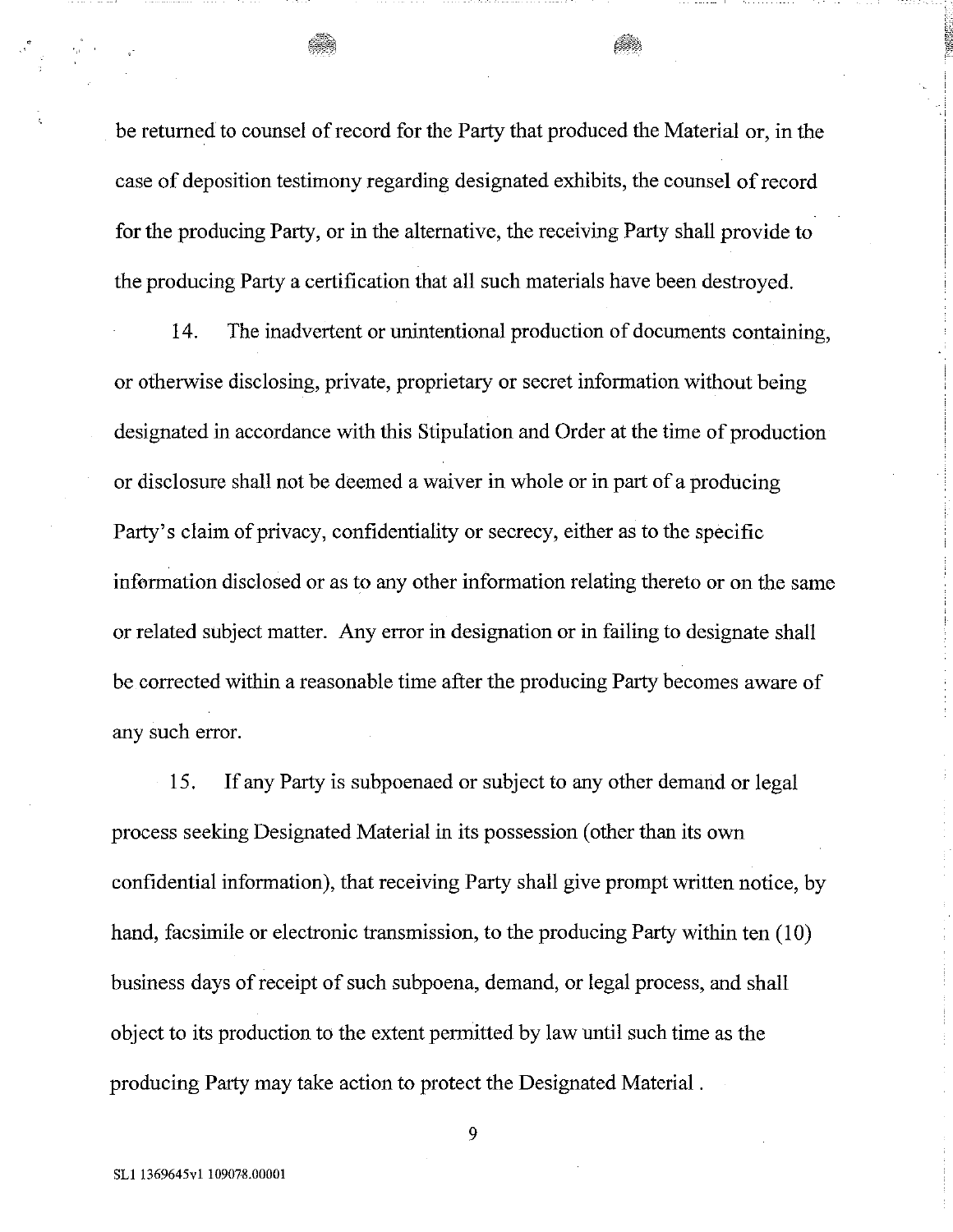be returned to counsel of record for the Party that produced the Material or, in the case of deposition testimony regarding designated exhibits, the counsel of record for the producing Party, or in the alternative, the receiving Party shall provide to the producing Party a certification that all such materials have been destroyed.

14. The inadvertent or unintentional production of documents containing, or otherwise disclosing, private, proprietary or secret information without being designated in accordance with this Stipulation and Order at the time of production or disclosure shall not be deemed a waiver in whole or in part of a producing Party's claim of privacy, confidentiality or secrecy, either as to the specific information disclosed or as to any other information relating thereto or on the same or related subject matter. Any error in designation or in failing to designate shall be corrected within a reasonable time after the producing Party becomes aware of any such error.

15. If any Party is subpoenaed or subject to any other demand or legal process seeking Designated Material in its possession (other than its own confidential information), that receiving Party shall give prompt written notice, by hand, facsimile or electronic transmission, to the producing Party within ten (10) business days of receipt of such subpoena, demand, or legal process, and shall object to its production to the extent permitted by law until such time as the producing Party may take action to protect the Designated Material .

SL1 1369645v1 109078.00001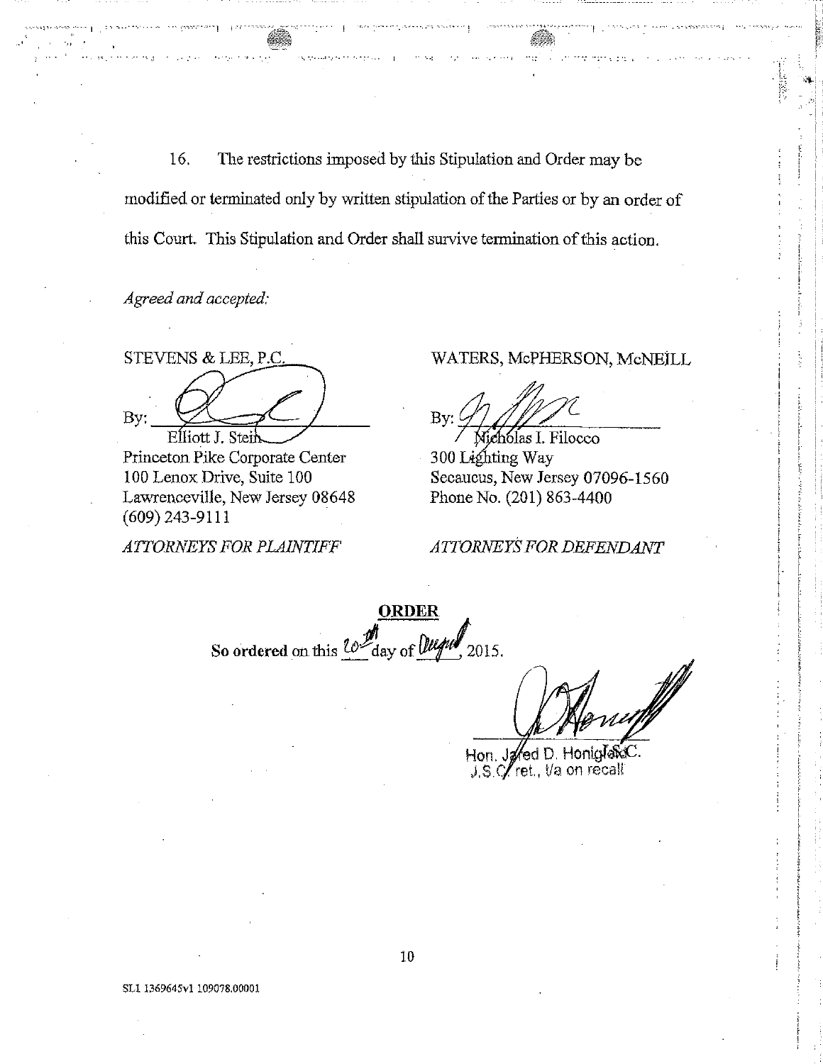16. The restrictions imposed by this Stipulation and Order may be modified or terminated only by written stipulation of the Parties or by an order of this Court. This Stipulation and Order shall survive termination of this action.

*Agreed and accepted:*

STEVENS & LEE, P.C.

By: ______________________
Elliott J. Stein
Princeton Pike Corporate Center
100 Lenox Drive, Suite 100
Lawrenceville, New Jersey 08648
(609) 243-9111

*ATTORNEYS FOR PLAINTIFF*

WATERS, McPHERSON, McNEILL

By: ______________________
Nicholas I. Filocco
300 Lighting Way
Secaucus, New Jersey 07096-1560
Phone No. (201) 863-4400

*ATTORNEYS FOR DEFENDANT*

**ORDER**

**So ordered** on this 20th day of August, 2015.

______________________
Hon. Jared D. Honigfeld, J.S.C.
J.S.C. ret., t/a on recall

SL1 1369645v1 109078.00001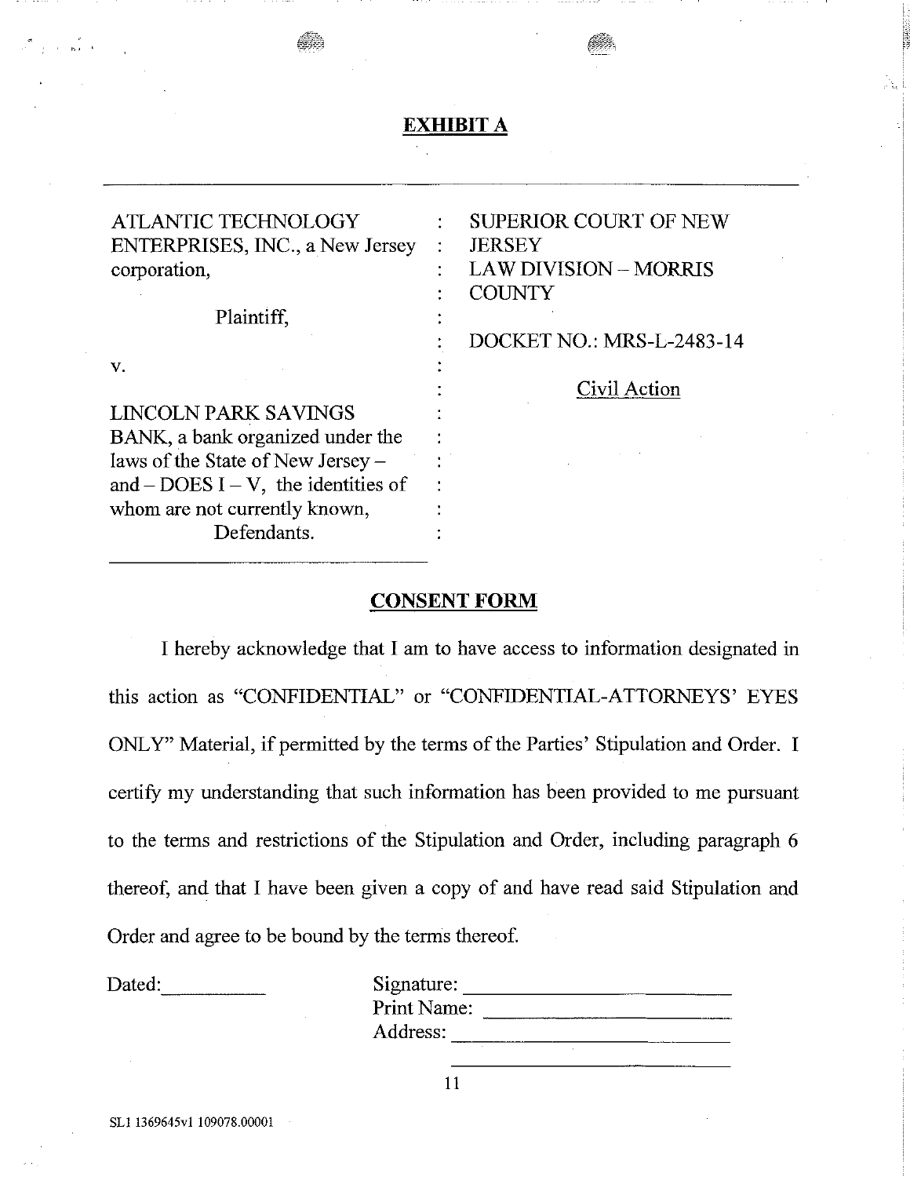# EXHIBIT A

| | | |
|---|---|---|
| ATLANTIC TECHNOLOGY ENTERPRISES, INC., a New Jersey corporation,<br><br>Plaintiff,<br><br>v.<br><br>LINCOLN PARK SAVINGS BANK, a bank organized under the laws of the State of New Jersey – and – DOES I – V, the identities of whom are not currently known,<br>Defendants. | : | SUPERIOR COURT OF NEW JERSEY<br>LAW DIVISION – MORRIS COUNTY<br><br>DOCKET NO.: MRS-L-2483-14<br><br>Civil Action |

## CONSENT FORM

I hereby acknowledge that I am to have access to information designated in this action as "CONFIDENTIAL" or "CONFIDENTIAL-ATTORNEYS' EYES ONLY" Material, if permitted by the terms of the Parties' Stipulation and Order. I certify my understanding that such information has been provided to me pursuant to the terms and restrictions of the Stipulation and Order, including paragraph 6 thereof, and that I have been given a copy of and have read said Stipulation and Order and agree to be bound by the terms thereof.

Dated:__________

Signature: ______________________

Print Name: ______________________

Address: ______________________

______________________

SL1 1369645v1 109078.00001